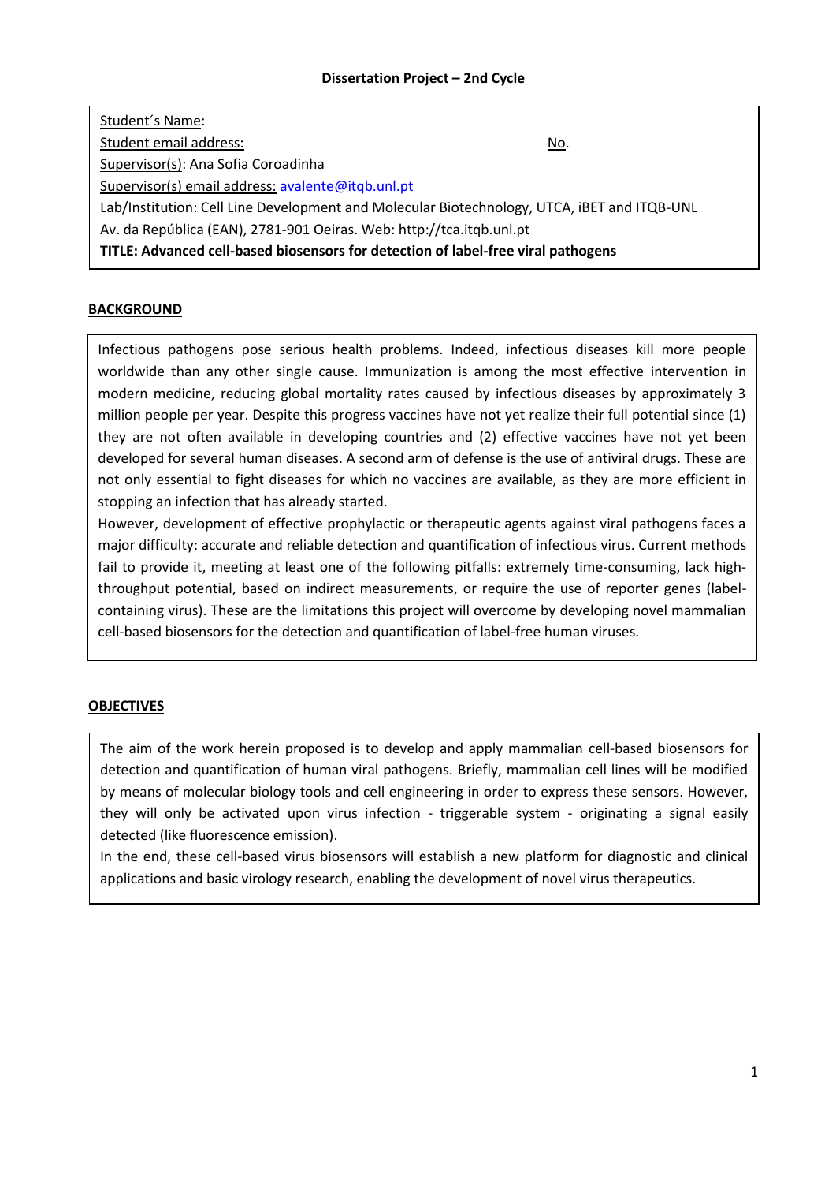**Dissertation Project – 2nd Cycle**

Student´s Name:

Student email address: No.

Supervisor(s): Ana Sofia Coroadinha

Supervisor(s) email address: avalente@itqb.unl.pt

Lab/Institution: Cell Line Development and Molecular Biotechnology, UTCA, iBET and ITQB-UNL

Av. da República (EAN), 2781-901 Oeiras. Web: http://tca.itqb.unl.pt

**TITLE: Advanced cell-based biosensors for detection of label-free viral pathogens**

## BACKGROUND

Infectious pathogens pose serious health problems. Indeed, infectious diseases kill more people worldwide than any other single cause. Immunization is among the most effective intervention in modern medicine, reducing global mortality rates caused by infectious diseases by approximately 3 million people per year. Despite this progress vaccines have not yet realize their full potential since (1) they are not often available in developing countries and (2) effective vaccines have not yet been developed for several human diseases. A second arm of defense is the use of antiviral drugs. These are not only essential to fight diseases for which no vaccines are available, as they are more efficient in stopping an infection that has already started.

However, development of effective prophylactic or therapeutic agents against viral pathogens faces a major difficulty: accurate and reliable detection and quantification of infectious virus. Current methods fail to provide it, meeting at least one of the following pitfalls: extremely time-consuming, lack high-throughput potential, based on indirect measurements, or require the use of reporter genes (label-containing virus). These are the limitations this project will overcome by developing novel mammalian cell-based biosensors for the detection and quantification of label-free human viruses.

## OBJECTIVES

The aim of the work herein proposed is to develop and apply mammalian cell-based biosensors for detection and quantification of human viral pathogens. Briefly, mammalian cell lines will be modified by means of molecular biology tools and cell engineering in order to express these sensors. However, they will only be activated upon virus infection - triggerable system - originating a signal easily detected (like fluorescence emission).

In the end, these cell-based virus biosensors will establish a new platform for diagnostic and clinical applications and basic virology research, enabling the development of novel virus therapeutics.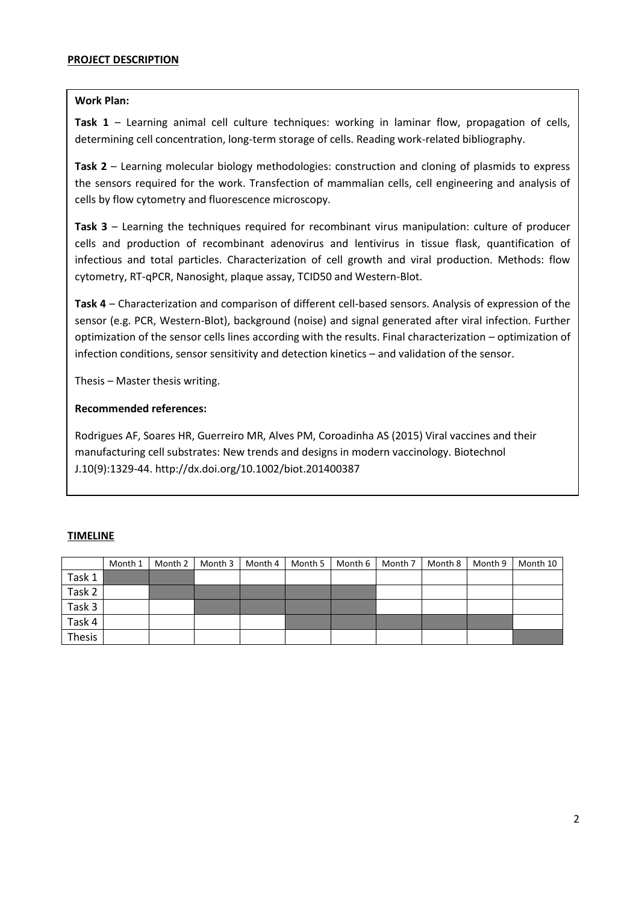**PROJECT DESCRIPTION**

**Work Plan:**

**Task 1** – Learning animal cell culture techniques: working in laminar flow, propagation of cells, determining cell concentration, long-term storage of cells. Reading work-related bibliography.

**Task 2** – Learning molecular biology methodologies: construction and cloning of plasmids to express the sensors required for the work. Transfection of mammalian cells, cell engineering and analysis of cells by flow cytometry and fluorescence microscopy.

**Task 3** – Learning the techniques required for recombinant virus manipulation: culture of producer cells and production of recombinant adenovirus and lentivirus in tissue flask, quantification of infectious and total particles. Characterization of cell growth and viral production. Methods: flow cytometry, RT-qPCR, Nanosight, plaque assay, TCID50 and Western-Blot.

**Task 4** – Characterization and comparison of different cell-based sensors. Analysis of expression of the sensor (e.g. PCR, Western-Blot), background (noise) and signal generated after viral infection. Further optimization of the sensor cells lines according with the results. Final characterization – optimization of infection conditions, sensor sensitivity and detection kinetics – and validation of the sensor.

Thesis – Master thesis writing.

**Recommended references:**

Rodrigues AF, Soares HR, Guerreiro MR, Alves PM, Coroadinha AS (2015) Viral vaccines and their manufacturing cell substrates: New trends and designs in modern vaccinology. Biotechnol J.10(9):1329-44. http://dx.doi.org/10.1002/biot.201400387

**TIMELINE**

| | Month 1 | Month 2 | Month 3 | Month 4 | Month 5 | Month 6 | Month 7 | Month 8 | Month 9 | Month 10 |
|---|---|---|---|---|---|---|---|---|---|---|
| Task 1 | ■ | ■ | | | | | | | | |
| Task 2 | | ■ | ■ | ■ | ■ | ■ | | | | |
| Task 3 | | | ■ | ■ | ■ | ■ | | | | |
| Task 4 | | | | | ■ | ■ | ■ | ■ | ■ | |
| Thesis | | | | | | | | | | ■ |